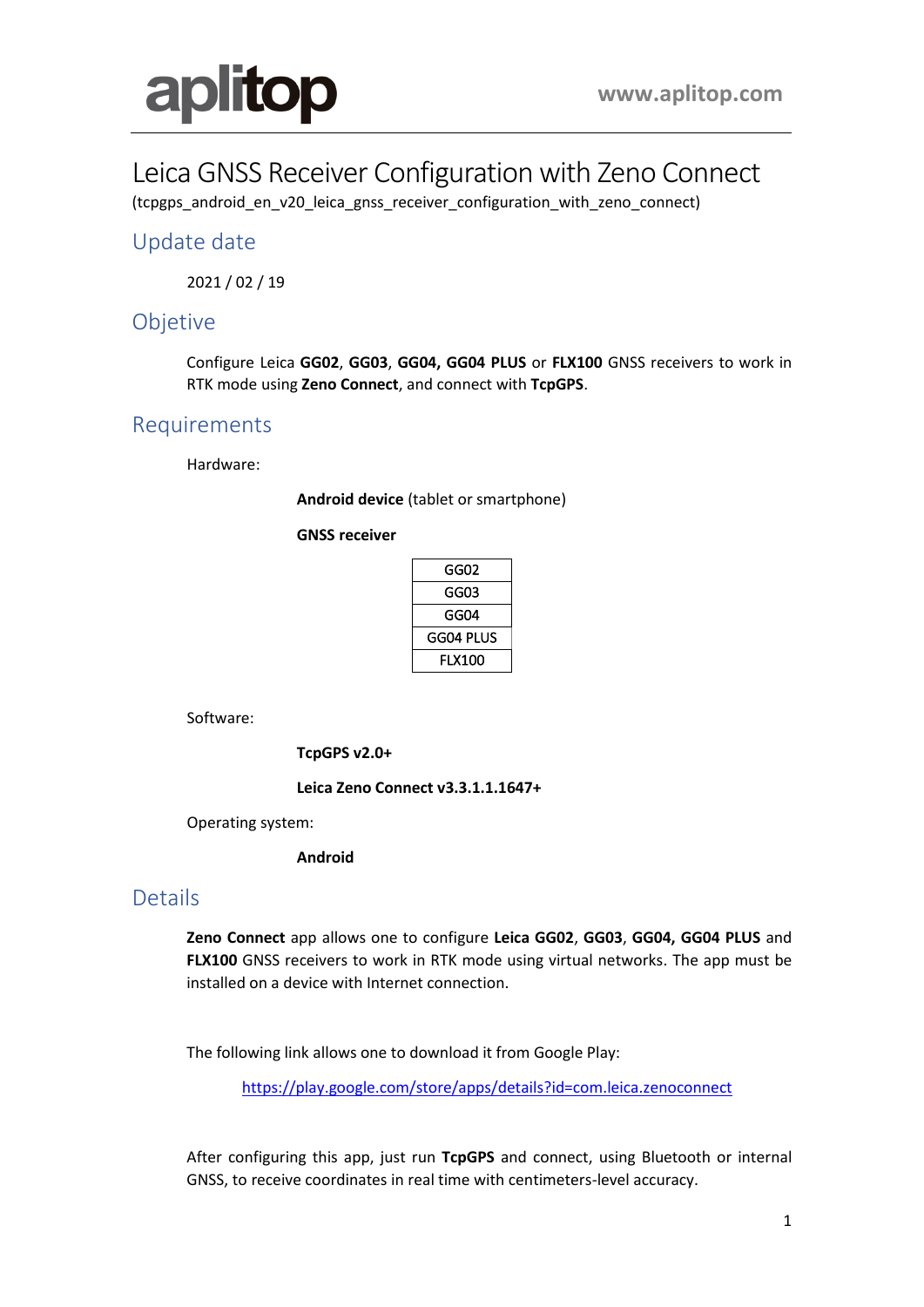aplitop

www.aplitop.com

# Leica GNSS Receiver Configuration with Zeno Connect

(tcpgps_android_en_v20_leica_gnss_receiver_configuration_with_zeno_connect)

## Update date

2021 / 02 / 19

## Objective

Configure Leica **GG02**, **GG03**, **GG04, GG04 PLUS** or **FLX100** GNSS receivers to work in RTK mode using **Zeno Connect**, and connect with **TcpGPS**.

## Requirements

Hardware:

**Android device** (tablet or smartphone)

**GNSS receiver**

| GG02 |
|---|
| GG03 |
| GG04 |
| GG04 PLUS |
| FLX100 |

Software:

**TcpGPS v2.0+**

**Leica Zeno Connect v3.3.1.1.1647+**

Operating system:

**Android**

## Details

**Zeno Connect** app allows one to configure **Leica GG02**, **GG03**, **GG04, GG04 PLUS** and **FLX100** GNSS receivers to work in RTK mode using virtual networks. The app must be installed on a device with Internet connection.

The following link allows one to download it from Google Play:

https://play.google.com/store/apps/details?id=com.leica.zenoconnect

After configuring this app, just run **TcpGPS** and connect, using Bluetooth or internal GNSS, to receive coordinates in real time with centimeters-level accuracy.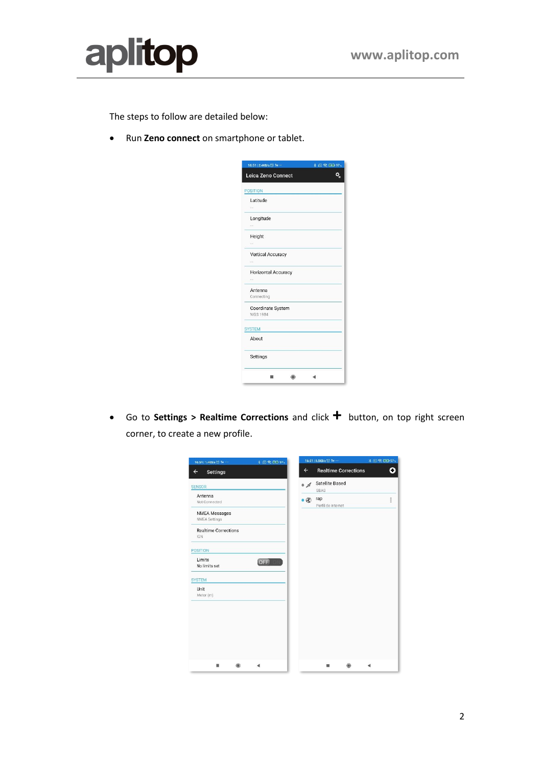The steps to follow are detailed below:

- Run **Zeno connect** on smartphone or tablet.

- Go to **Settings > Realtime Corrections** and click **+** button, on top right screen corner, to create a new profile.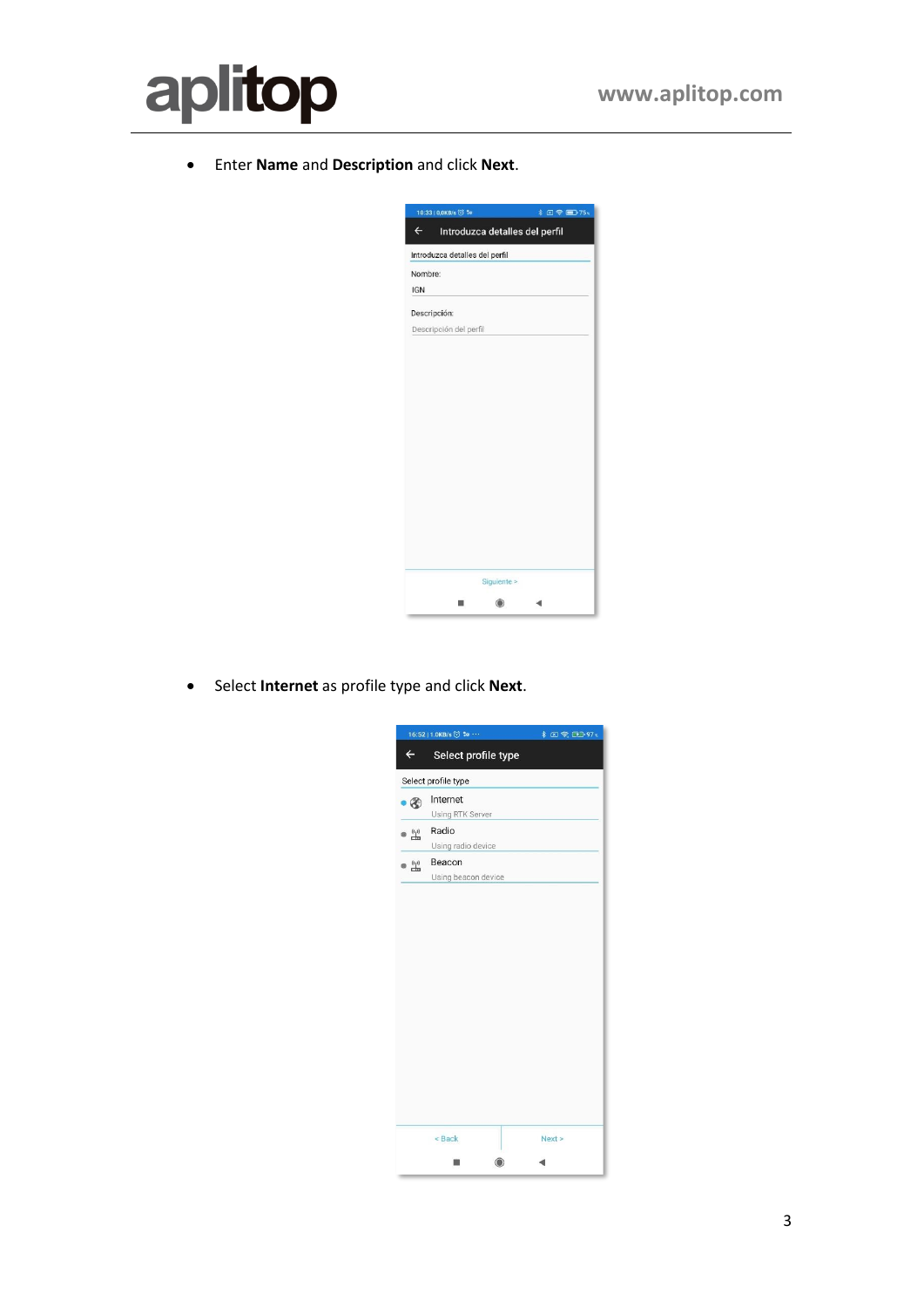- Enter **Name** and **Description** and click **Next**.

- Select **Internet** as profile type and click **Next**.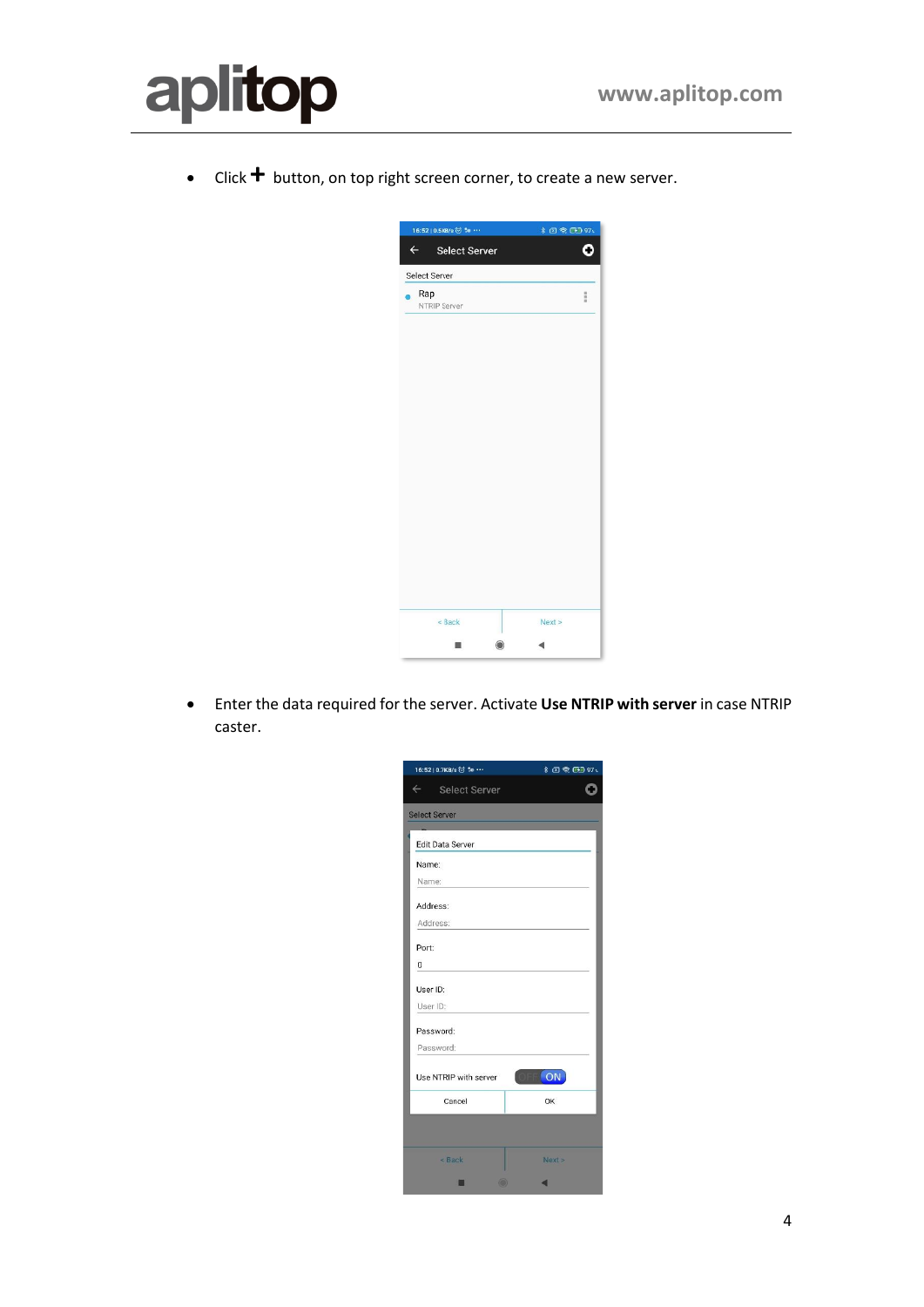- Click **+** button, on top right screen corner, to create a new server.

- Enter the data required for the server. Activate **Use NTRIP with server** in case NTRIP caster.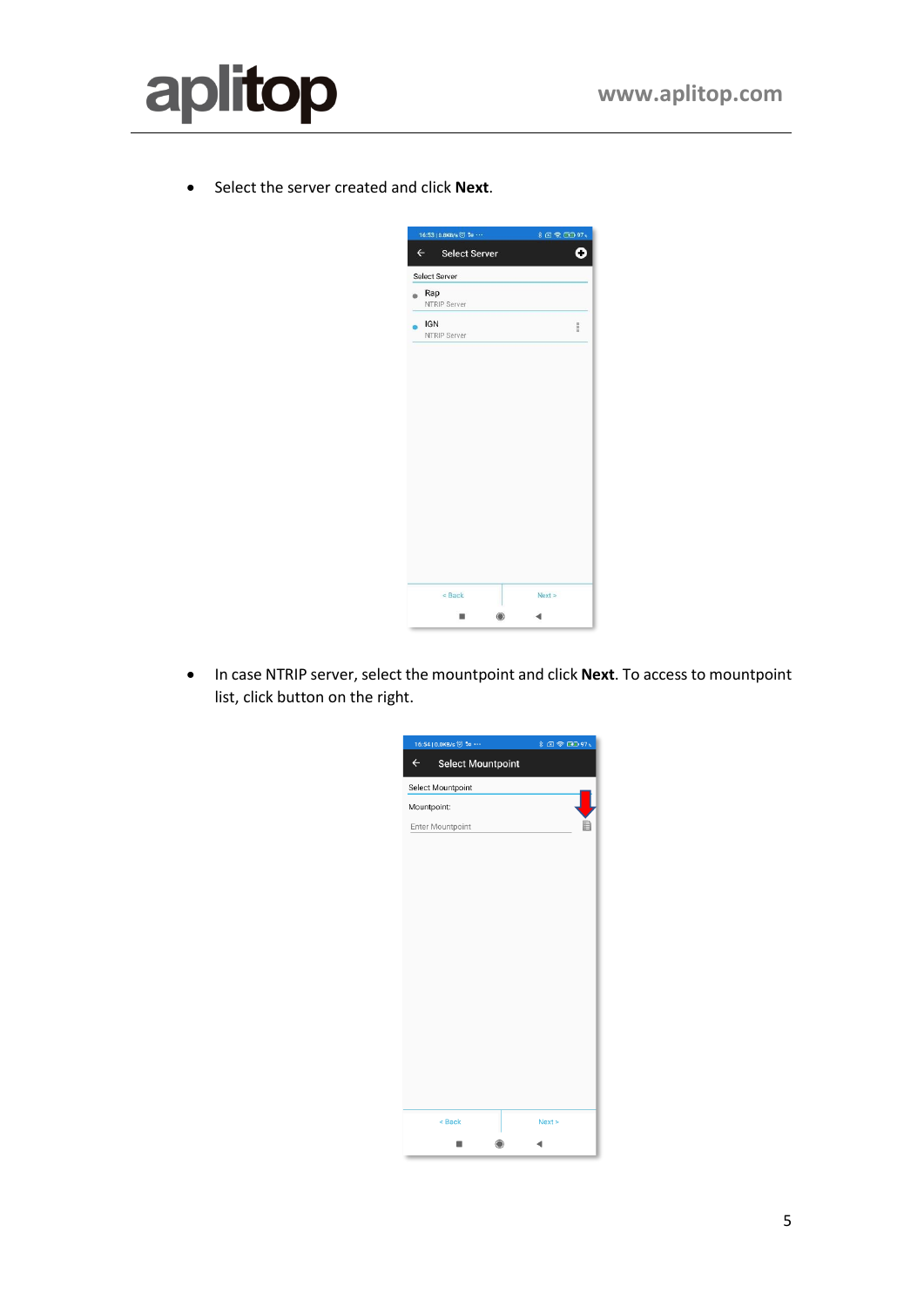- Select the server created and click **Next**.

- In case NTRIP server, select the mountpoint and click **Next**. To access to mountpoint list, click button on the right.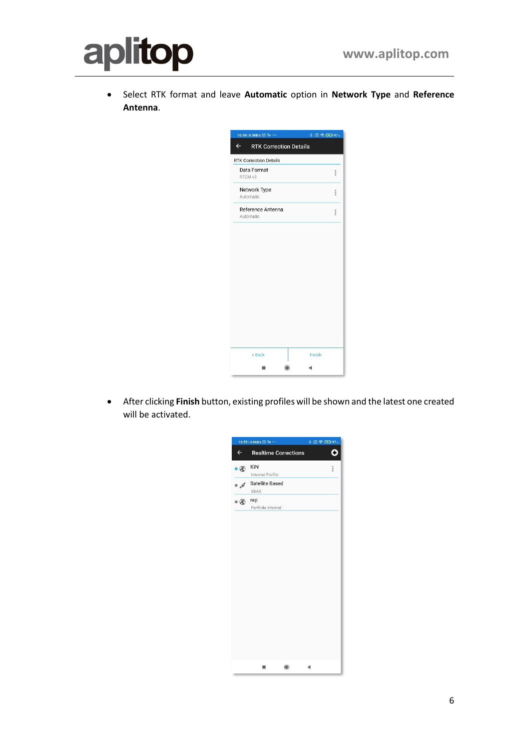- Select RTK format and leave **Automatic** option in **Network Type** and **Reference Antenna**.

- After clicking **Finish** button, existing profiles will be shown and the latest one created will be activated.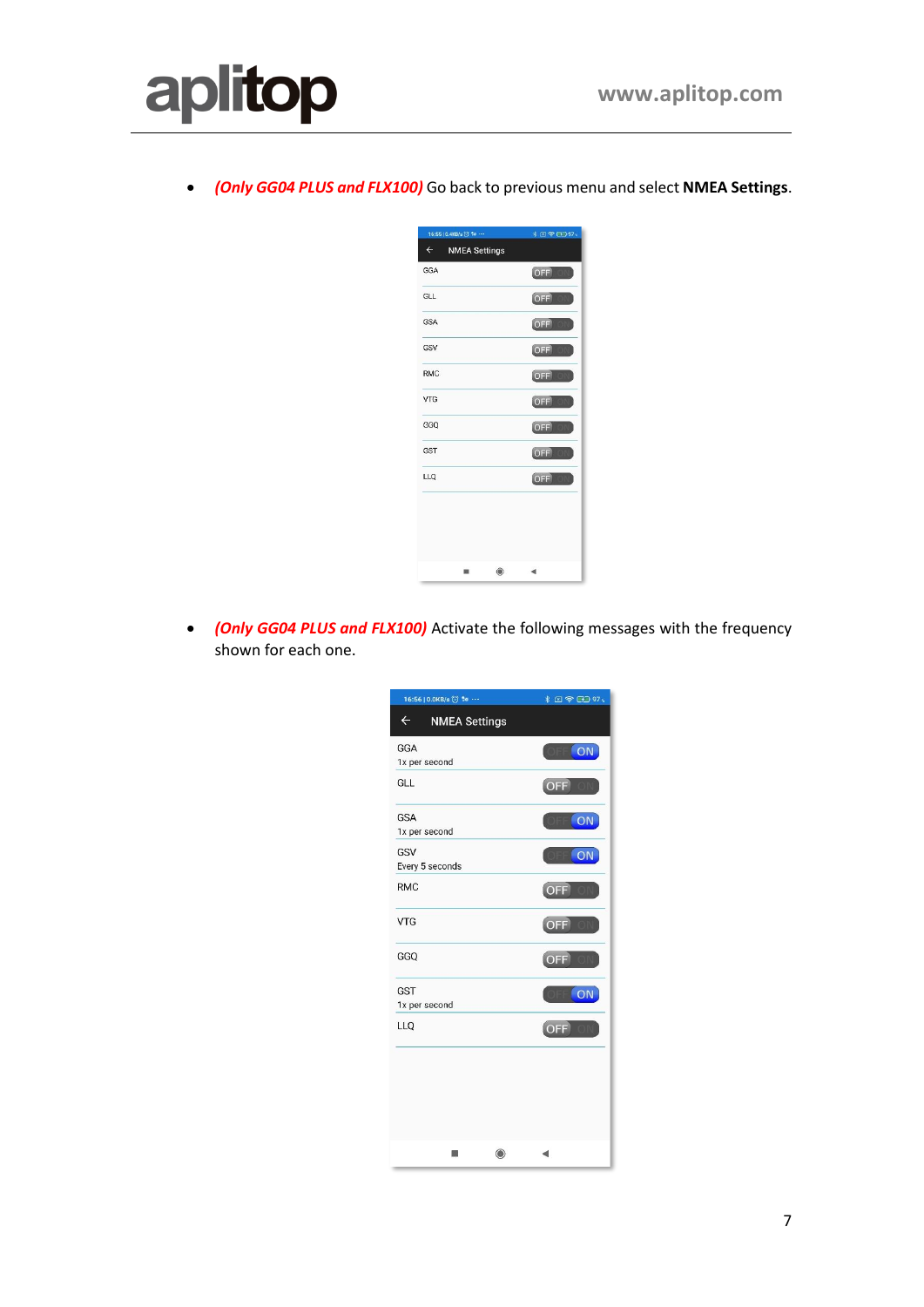- *(Only GG04 PLUS and FLX100)* Go back to previous menu and select **NMEA Settings**.

- *(Only GG04 PLUS and FLX100)* Activate the following messages with the frequency shown for each one.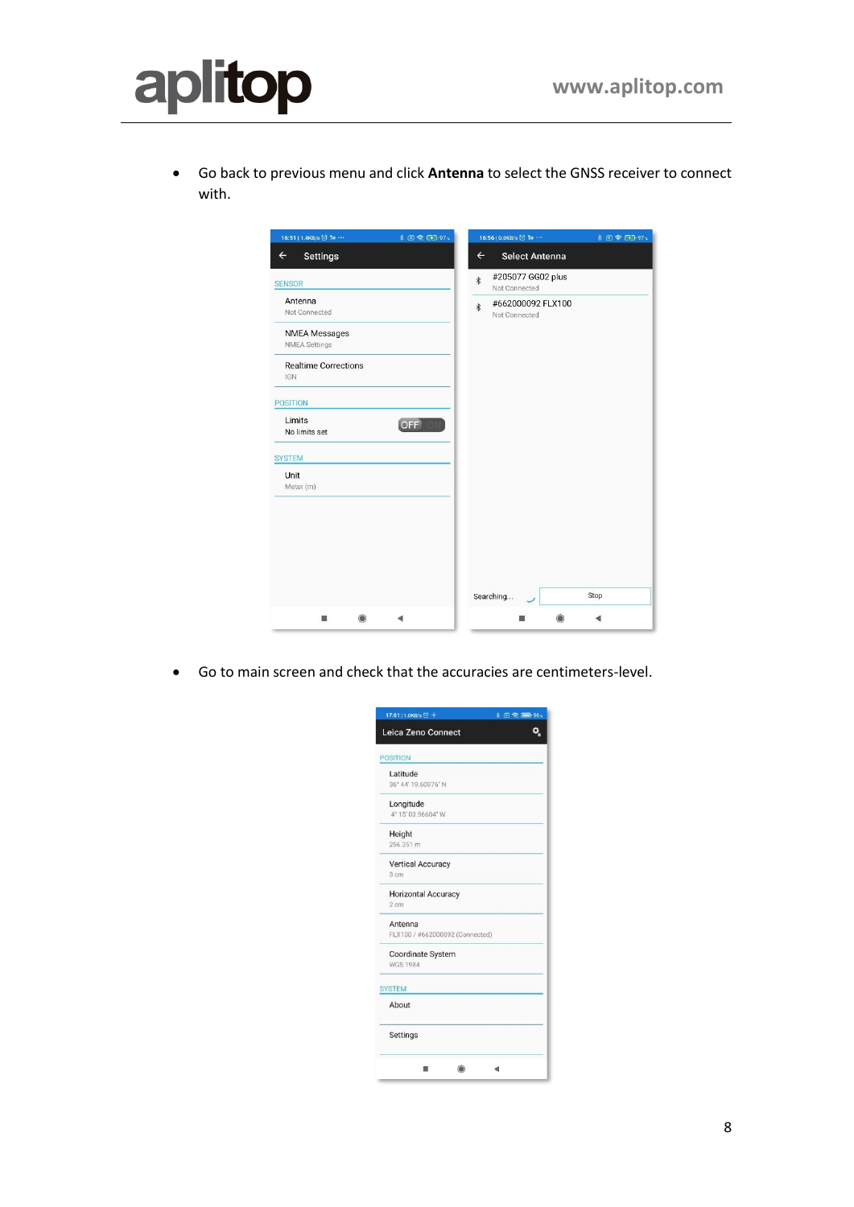- Go back to previous menu and click **Antenna** to select the GNSS receiver to connect with.

- Go to main screen and check that the accuracies are centimeters-level.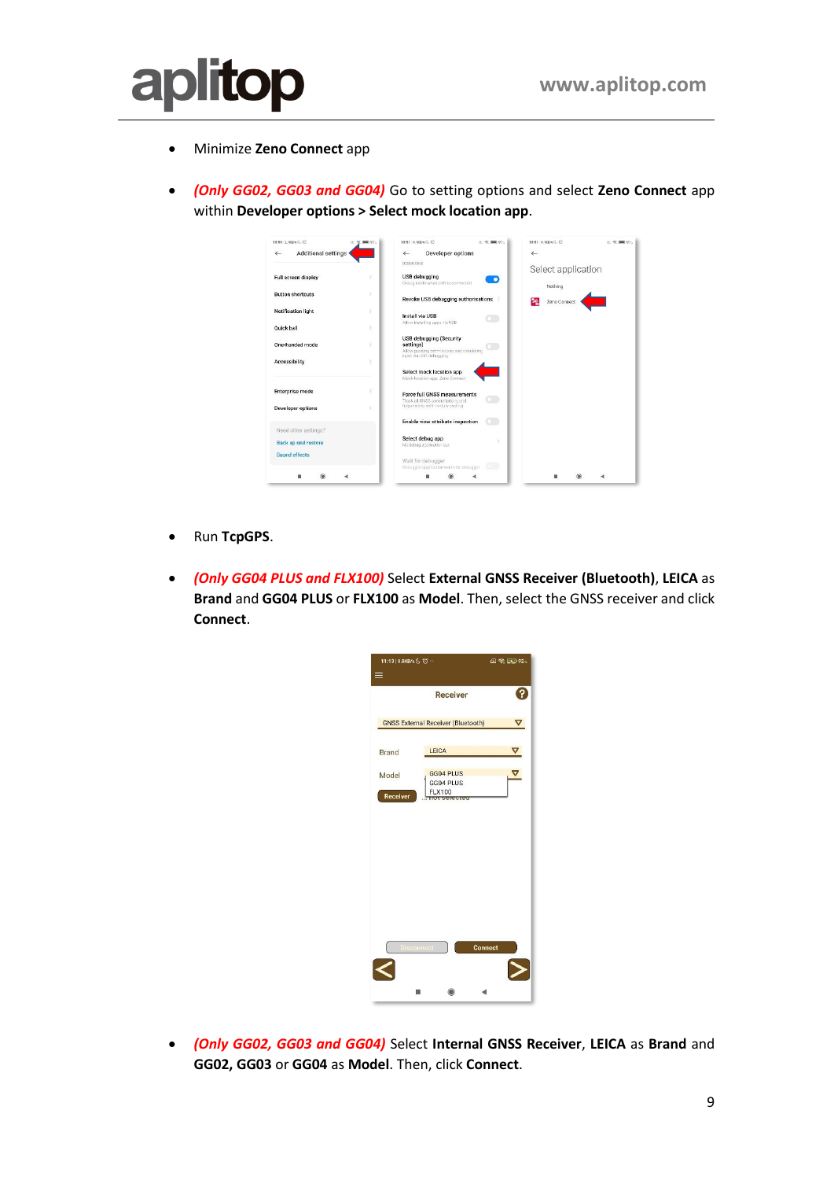- Minimize **Zeno Connect** app

- *(Only GG02, GG03 and GG04)* Go to setting options and select **Zeno Connect** app within **Developer options > Select mock location app**.

- Run **TcpGPS**.

- *(Only GG04 PLUS and FLX100)* Select **External GNSS Receiver (Bluetooth)**, **LEICA** as **Brand** and **GG04 PLUS** or **FLX100** as **Model**. Then, select the GNSS receiver and click **Connect**.

- *(Only GG02, GG03 and GG04)* Select **Internal GNSS Receiver**, **LEICA** as **Brand** and **GG02, GG03** or **GG04** as **Model**. Then, click **Connect**.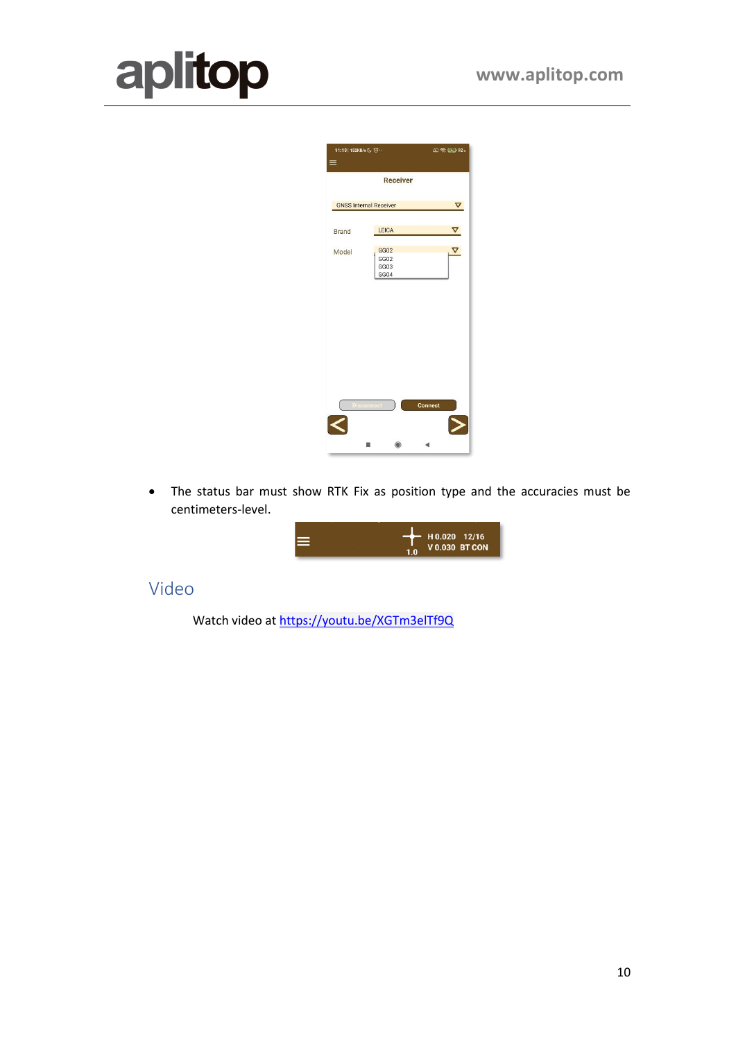- The status bar must show RTK Fix as position type and the accuracies must be centimeters-level.

## Video

Watch video at [https://youtu.be/XGTm3elTf9Q](https://youtu.be/XGTm3elTf9Q)